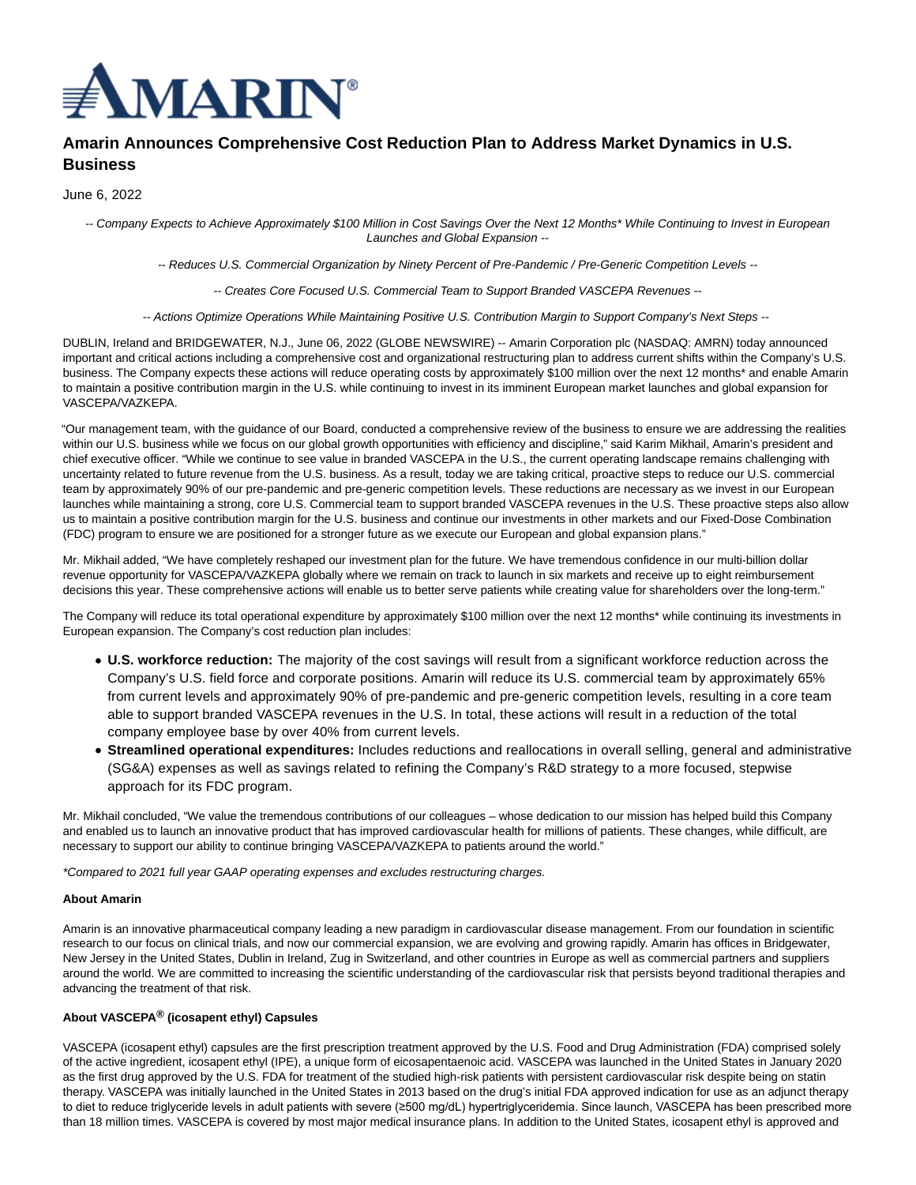# Amarin Announces Comprehensive Cost Reduction Plan to Address Market Dynamics in U.S. Business

June 6, 2022

*-- Company Expects to Achieve Approximately $100 Million in Cost Savings Over the Next 12 Months* While Continuing to Invest in European Launches and Global Expansion --*

*-- Reduces U.S. Commercial Organization by Ninety Percent of Pre-Pandemic / Pre-Generic Competition Levels --*

*-- Creates Core Focused U.S. Commercial Team to Support Branded VASCEPA Revenues --*

*-- Actions Optimize Operations While Maintaining Positive U.S. Contribution Margin to Support Company's Next Steps --*

DUBLIN, Ireland and BRIDGEWATER, N.J., June 06, 2022 (GLOBE NEWSWIRE) -- Amarin Corporation plc (NASDAQ: AMRN) today announced important and critical actions including a comprehensive cost and organizational restructuring plan to address current shifts within the Company's U.S. business. The Company expects these actions will reduce operating costs by approximately $100 million over the next 12 months* and enable Amarin to maintain a positive contribution margin in the U.S. while continuing to invest in its imminent European market launches and global expansion for VASCEPA/VAZKEPA.

"Our management team, with the guidance of our Board, conducted a comprehensive review of the business to ensure we are addressing the realities within our U.S. business while we focus on our global growth opportunities with efficiency and discipline," said Karim Mikhail, Amarin's president and chief executive officer. "While we continue to see value in branded VASCEPA in the U.S., the current operating landscape remains challenging with uncertainty related to future revenue from the U.S. business. As a result, today we are taking critical, proactive steps to reduce our U.S. commercial team by approximately 90% of our pre-pandemic and pre-generic competition levels. These reductions are necessary as we invest in our European launches while maintaining a strong, core U.S. Commercial team to support branded VASCEPA revenues in the U.S. These proactive steps also allow us to maintain a positive contribution margin for the U.S. business and continue our investments in other markets and our Fixed-Dose Combination (FDC) program to ensure we are positioned for a stronger future as we execute our European and global expansion plans."

Mr. Mikhail added, "We have completely reshaped our investment plan for the future. We have tremendous confidence in our multi-billion dollar revenue opportunity for VASCEPA/VAZKEPA globally where we remain on track to launch in six markets and receive up to eight reimbursement decisions this year. These comprehensive actions will enable us to better serve patients while creating value for shareholders over the long-term."

The Company will reduce its total operational expenditure by approximately $100 million over the next 12 months* while continuing its investments in European expansion. The Company's cost reduction plan includes:

- **U.S. workforce reduction:** The majority of the cost savings will result from a significant workforce reduction across the Company's U.S. field force and corporate positions. Amarin will reduce its U.S. commercial team by approximately 65% from current levels and approximately 90% of pre-pandemic and pre-generic competition levels, resulting in a core team able to support branded VASCEPA revenues in the U.S. In total, these actions will result in a reduction of the total company employee base by over 40% from current levels.
- **Streamlined operational expenditures:** Includes reductions and reallocations in overall selling, general and administrative (SG&A) expenses as well as savings related to refining the Company's R&D strategy to a more focused, stepwise approach for its FDC program.

Mr. Mikhail concluded, "We value the tremendous contributions of our colleagues – whose dedication to our mission has helped build this Company and enabled us to launch an innovative product that has improved cardiovascular health for millions of patients. These changes, while difficult, are necessary to support our ability to continue bringing VASCEPA/VAZKEPA to patients around the world."

*\*Compared to 2021 full year GAAP operating expenses and excludes restructuring charges.*

**About Amarin**

Amarin is an innovative pharmaceutical company leading a new paradigm in cardiovascular disease management. From our foundation in scientific research to our focus on clinical trials, and now our commercial expansion, we are evolving and growing rapidly. Amarin has offices in Bridgewater, New Jersey in the United States, Dublin in Ireland, Zug in Switzerland, and other countries in Europe as well as commercial partners and suppliers around the world. We are committed to increasing the scientific understanding of the cardiovascular risk that persists beyond traditional therapies and advancing the treatment of that risk.

**About VASCEPA® (icosapent ethyl) Capsules**

VASCEPA (icosapent ethyl) capsules are the first prescription treatment approved by the U.S. Food and Drug Administration (FDA) comprised solely of the active ingredient, icosapent ethyl (IPE), a unique form of eicosapentaenoic acid. VASCEPA was launched in the United States in January 2020 as the first drug approved by the U.S. FDA for treatment of the studied high-risk patients with persistent cardiovascular risk despite being on statin therapy. VASCEPA was initially launched in the United States in 2013 based on the drug's initial FDA approved indication for use as an adjunct therapy to diet to reduce triglyceride levels in adult patients with severe (≥500 mg/dL) hypertriglyceridemia. Since launch, VASCEPA has been prescribed more than 18 million times. VASCEPA is covered by most major medical insurance plans. In addition to the United States, icosapent ethyl is approved and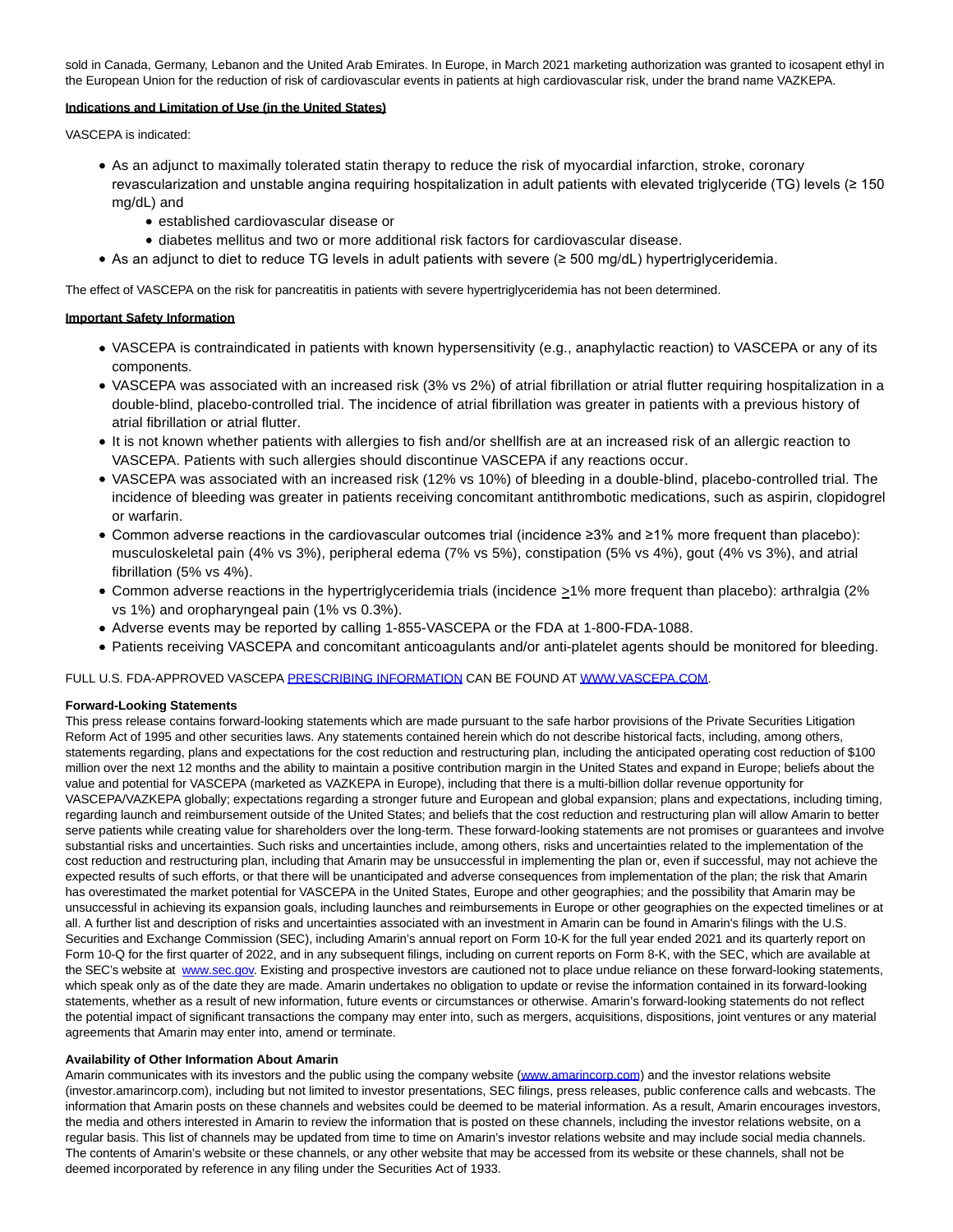sold in Canada, Germany, Lebanon and the United Arab Emirates. In Europe, in March 2021 marketing authorization was granted to icosapent ethyl in the European Union for the reduction of risk of cardiovascular events in patients at high cardiovascular risk, under the brand name VAZKEPA.

**Indications and Limitation of Use (in the United States)**

VASCEPA is indicated:

- As an adjunct to maximally tolerated statin therapy to reduce the risk of myocardial infarction, stroke, coronary revascularization and unstable angina requiring hospitalization in adult patients with elevated triglyceride (TG) levels (≥ 150 mg/dL) and
  - established cardiovascular disease or
  - diabetes mellitus and two or more additional risk factors for cardiovascular disease.
- As an adjunct to diet to reduce TG levels in adult patients with severe (≥ 500 mg/dL) hypertriglyceridemia.

The effect of VASCEPA on the risk for pancreatitis in patients with severe hypertriglyceridemia has not been determined.

**Important Safety Information**

- VASCEPA is contraindicated in patients with known hypersensitivity (e.g., anaphylactic reaction) to VASCEPA or any of its components.
- VASCEPA was associated with an increased risk (3% vs 2%) of atrial fibrillation or atrial flutter requiring hospitalization in a double-blind, placebo-controlled trial. The incidence of atrial fibrillation was greater in patients with a previous history of atrial fibrillation or atrial flutter.
- It is not known whether patients with allergies to fish and/or shellfish are at an increased risk of an allergic reaction to VASCEPA. Patients with such allergies should discontinue VASCEPA if any reactions occur.
- VASCEPA was associated with an increased risk (12% vs 10%) of bleeding in a double-blind, placebo-controlled trial. The incidence of bleeding was greater in patients receiving concomitant antithrombotic medications, such as aspirin, clopidogrel or warfarin.
- Common adverse reactions in the cardiovascular outcomes trial (incidence ≥3% and ≥1% more frequent than placebo): musculoskeletal pain (4% vs 3%), peripheral edema (7% vs 5%), constipation (5% vs 4%), gout (4% vs 3%), and atrial fibrillation (5% vs 4%).
- Common adverse reactions in the hypertriglyceridemia trials (incidence ≥1% more frequent than placebo): arthralgia (2% vs 1%) and oropharyngeal pain (1% vs 0.3%).
- Adverse events may be reported by calling 1-855-VASCEPA or the FDA at 1-800-FDA-1088.
- Patients receiving VASCEPA and concomitant anticoagulants and/or anti-platelet agents should be monitored for bleeding.

FULL U.S. FDA-APPROVED VASCEPA [PRESCRIBING INFORMATION](PRESCRIBING INFORMATION) CAN BE FOUND AT [WWW.VASCEPA.COM](http://WWW.VASCEPA.COM).

**Forward-Looking Statements**

This press release contains forward-looking statements which are made pursuant to the safe harbor provisions of the Private Securities Litigation Reform Act of 1995 and other securities laws. Any statements contained herein which do not describe historical facts, including, among others, statements regarding, plans and expectations for the cost reduction and restructuring plan, including the anticipated operating cost reduction of $100 million over the next 12 months and the ability to maintain a positive contribution margin in the United States and expand in Europe; beliefs about the value and potential for VASCEPA (marketed as VAZKEPA in Europe), including that there is a multi-billion dollar revenue opportunity for VASCEPA/VAZKEPA globally; expectations regarding a stronger future and European and global expansion; plans and expectations, including timing, regarding launch and reimbursement outside of the United States; and beliefs that the cost reduction and restructuring plan will allow Amarin to better serve patients while creating value for shareholders over the long-term. These forward-looking statements are not promises or guarantees and involve substantial risks and uncertainties. Such risks and uncertainties include, among others, risks and uncertainties related to the implementation of the cost reduction and restructuring plan, including that Amarin may be unsuccessful in implementing the plan or, even if successful, may not achieve the expected results of such efforts, or that there will be unanticipated and adverse consequences from implementation of the plan; the risk that Amarin has overestimated the market potential for VASCEPA in the United States, Europe and other geographies; and the possibility that Amarin may be unsuccessful in achieving its expansion goals, including launches and reimbursements in Europe or other geographies on the expected timelines or at all. A further list and description of risks and uncertainties associated with an investment in Amarin can be found in Amarin's filings with the U.S. Securities and Exchange Commission (SEC), including Amarin's annual report on Form 10-K for the full year ended 2021 and its quarterly report on Form 10-Q for the first quarter of 2022, and in any subsequent filings, including on current reports on Form 8-K, with the SEC, which are available at the SEC's website at [www.sec.gov](http://www.sec.gov). Existing and prospective investors are cautioned not to place undue reliance on these forward-looking statements, which speak only as of the date they are made. Amarin undertakes no obligation to update or revise the information contained in its forward-looking statements, whether as a result of new information, future events or circumstances or otherwise. Amarin's forward-looking statements do not reflect the potential impact of significant transactions the company may enter into, such as mergers, acquisitions, dispositions, joint ventures or any material agreements that Amarin may enter into, amend or terminate.

**Availability of Other Information About Amarin**

Amarin communicates with its investors and the public using the company website ([www.amarincorp.com](http://www.amarincorp.com)) and the investor relations website (investor.amarincorp.com), including but not limited to investor presentations, SEC filings, press releases, public conference calls and webcasts. The information that Amarin posts on these channels and websites could be deemed to be material information. As a result, Amarin encourages investors, the media and others interested in Amarin to review the information that is posted on these channels, including the investor relations website, on a regular basis. This list of channels may be updated from time to time on Amarin's investor relations website and may include social media channels. The contents of Amarin's website or these channels, or any other website that may be accessed from its website or these channels, shall not be deemed incorporated by reference in any filing under the Securities Act of 1933.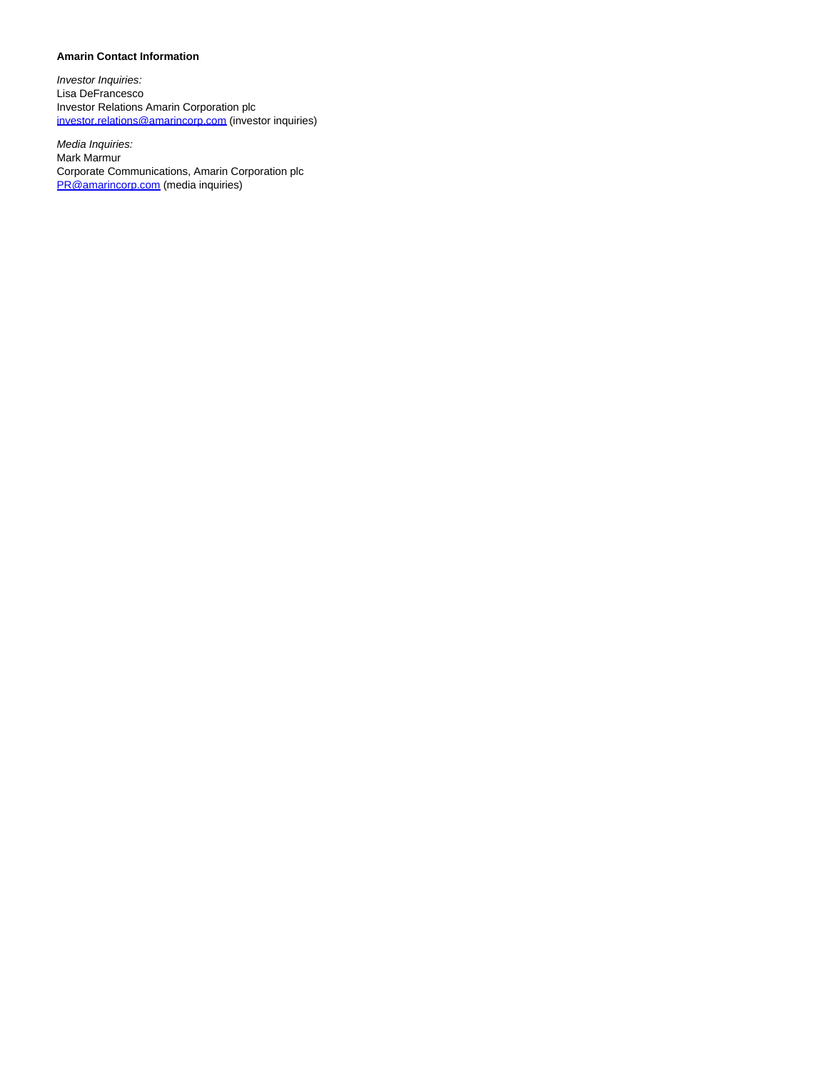**Amarin Contact Information**

*Investor Inquiries:*
Lisa DeFrancesco
Investor Relations Amarin Corporation plc
investor.relations@amarincorp.com (investor inquiries)

*Media Inquiries:*
Mark Marmur
Corporate Communications, Amarin Corporation plc
PR@amarincorp.com (media inquiries)